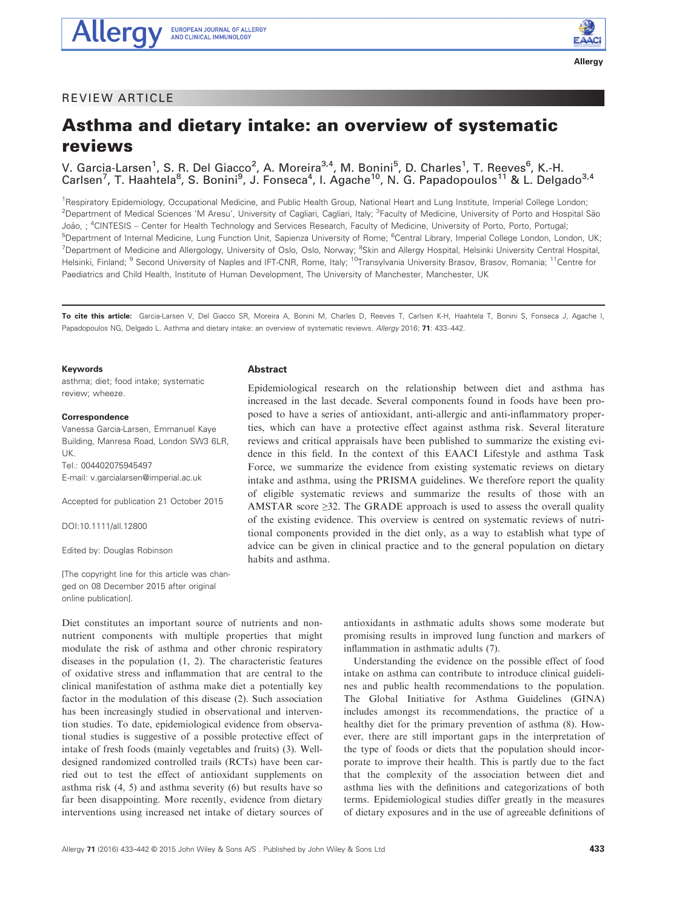REVIEW ARTICLE

# Asthma and dietary intake: an overview of systematic reviews

V. Garcia-Larsen[1], S. R. Del Giacco[2], A. Moreira[3,4], M. Bonini[5], D. Charles[1], T. Reeves[6], K.-H. Carlsen[7], T. Haahtela[8], S. Bonini[9], J. Fonseca[4], I. Agache[10], N. G. Papadopoulos[11] & L. Delgado[3,4]

[1]Respiratory Epidemiology, Occupational Medicine, and Public Health Group, National Heart and Lung Institute, Imperial College London; [2]Department of Medical Sciences 'M Aresu', University of Cagliari, Cagliari, Italy; [3]Faculty of Medicine, University of Porto and Hospital São João, ; [4]CINTESIS – Center for Health Technology and Services Research, Faculty of Medicine, University of Porto, Porto, Portugal; [5]Department of Internal Medicine, Lung Function Unit, Sapienza University of Rome; [6]Central Library, Imperial College London, London, UK; [7]Department of Medicine and Allergology, University of Oslo, Oslo, Norway; [8]Skin and Allergy Hospital, Helsinki University Central Hospital, Helsinki, Finland; [9] Second University of Naples and IFT-CNR, Rome, Italy; [10]Transylvania University Brasov, Brasov, Romania; [11]Centre for Paediatrics and Child Health, Institute of Human Development, The University of Manchester, Manchester, UK

**To cite this article:** Garcia-Larsen V, Del Giacco SR, Moreira A, Bonini M, Charles D, Reeves T, Carlsen K-H, Haahtela T, Bonini S, Fonseca J, Agache I, Papadopoulos NG, Delgado L. Asthma and dietary intake: an overview of systematic reviews. *Allergy* 2016; **71**: 433–442.

**Keywords**
asthma; diet; food intake; systematic review; wheeze.

**Correspondence**
Vanessa Garcia-Larsen, Emmanuel Kaye Building, Manresa Road, London SW3 6LR, UK.
Tel.: 004402075945497
E-mail: v.garcialarsen@imperial.ac.uk

Accepted for publication 21 October 2015

DOI:10.1111/all.12800

Edited by: Douglas Robinson

[The copyright line for this article was changed on 08 December 2015 after original online publication].

## Abstract

Epidemiological research on the relationship between diet and asthma has increased in the last decade. Several components found in foods have been proposed to have a series of antioxidant, anti-allergic and anti-inflammatory properties, which can have a protective effect against asthma risk. Several literature reviews and critical appraisals have been published to summarize the existing evidence in this field. In the context of this EAACI Lifestyle and asthma Task Force, we summarize the evidence from existing systematic reviews on dietary intake and asthma, using the PRISMA guidelines. We therefore report the quality of eligible systematic reviews and summarize the results of those with an AMSTAR score ≥32. The GRADE approach is used to assess the overall quality of the existing evidence. This overview is centred on systematic reviews of nutritional components provided in the diet only, as a way to establish what type of advice can be given in clinical practice and to the general population on dietary habits and asthma.

Diet constitutes an important source of nutrients and non-nutrient components with multiple properties that might modulate the risk of asthma and other chronic respiratory diseases in the population (1, 2). The characteristic features of oxidative stress and inflammation that are central to the clinical manifestation of asthma make diet a potentially key factor in the modulation of this disease (2). Such association has been increasingly studied in observational and intervention studies. To date, epidemiological evidence from observational studies is suggestive of a possible protective effect of intake of fresh foods (mainly vegetables and fruits) (3). Well-designed randomized controlled trails (RCTs) have been carried out to test the effect of antioxidant supplements on asthma risk (4, 5) and asthma severity (6) but results have so far been disappointing. More recently, evidence from dietary interventions using increased net intake of dietary sources of antioxidants in asthmatic adults shows some moderate but promising results in improved lung function and markers of inflammation in asthmatic adults (7).

Understanding the evidence on the possible effect of food intake on asthma can contribute to introduce clinical guidelines and public health recommendations to the population. The Global Initiative for Asthma Guidelines (GINA) includes amongst its recommendations, the practice of a healthy diet for the primary prevention of asthma (8). However, there are still important gaps in the interpretation of the type of foods or diets that the population should incorporate to improve their health. This is partly due to the fact that the complexity of the association between diet and asthma lies with the definitions and categorizations of both terms. Epidemiological studies differ greatly in the measures of dietary exposures and in the use of agreeable definitions of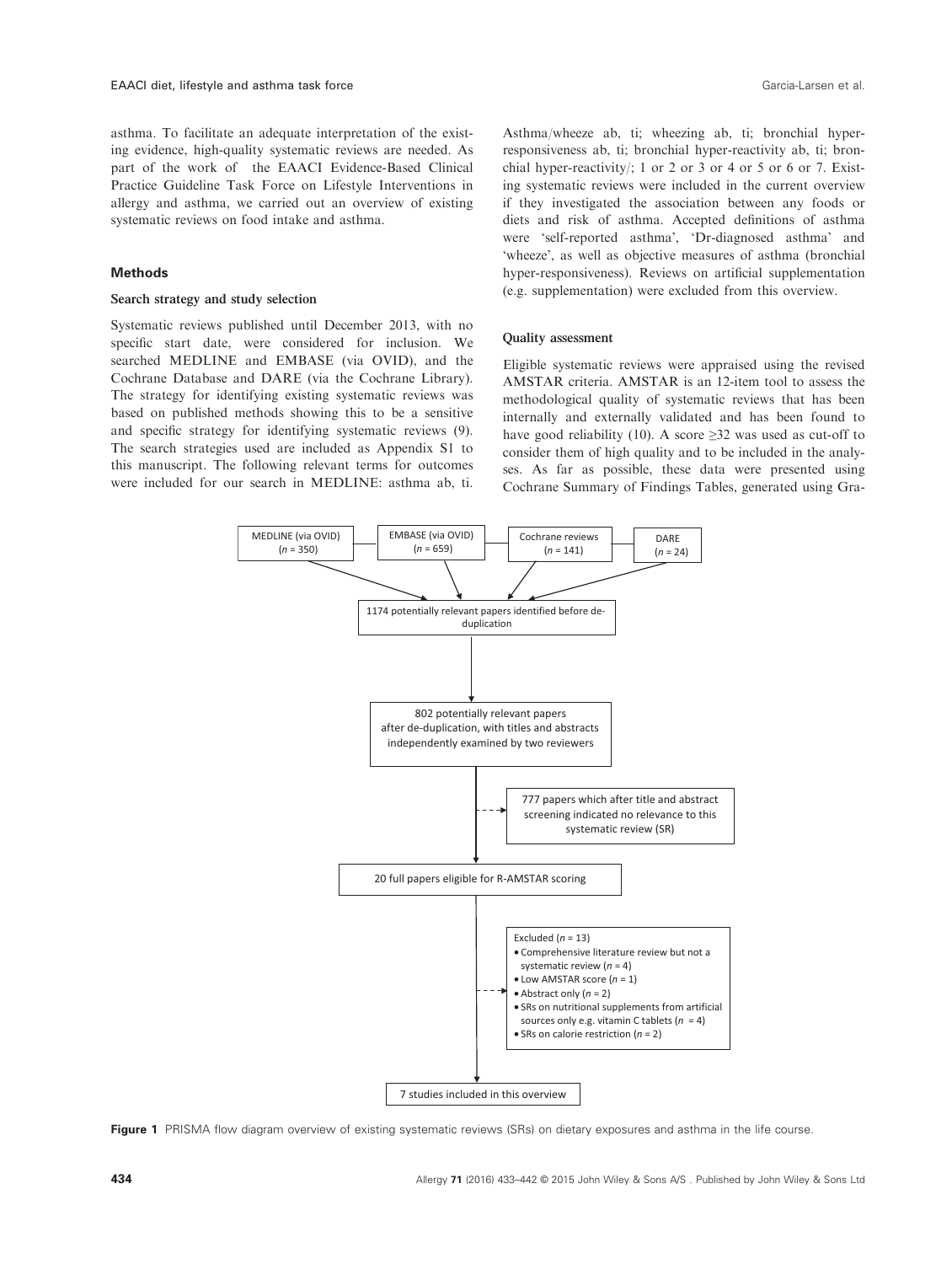asthma. To facilitate an adequate interpretation of the existing evidence, high-quality systematic reviews are needed. As part of the work of the EAACI Evidence-Based Clinical Practice Guideline Task Force on Lifestyle Interventions in allergy and asthma, we carried out an overview of existing systematic reviews on food intake and asthma.

## Methods

### Search strategy and study selection

Systematic reviews published until December 2013, with no specific start date, were considered for inclusion. We searched MEDLINE and EMBASE (via OVID), and the Cochrane Database and DARE (via the Cochrane Library). The strategy for identifying existing systematic reviews was based on published methods showing this to be a sensitive and specific strategy for identifying systematic reviews (9). The search strategies used are included as Appendix S1 to this manuscript. The following relevant terms for outcomes were included for our search in MEDLINE: asthma ab, ti. Asthma/wheeze ab, ti; wheezing ab, ti; bronchial hyper-responsiveness ab, ti; bronchial hyper-reactivity ab, ti; bronchial hyper-reactivity/; 1 or 2 or 3 or 4 or 5 or 6 or 7. Existing systematic reviews were included in the current overview if they investigated the association between any foods or diets and risk of asthma. Accepted definitions of asthma were 'self-reported asthma', 'Dr-diagnosed asthma' and 'wheeze', as well as objective measures of asthma (bronchial hyper-responsiveness). Reviews on artificial supplementation (e.g. supplementation) were excluded from this overview.

### Quality assessment

Eligible systematic reviews were appraised using the revised AMSTAR criteria. AMSTAR is an 12-item tool to assess the methodological quality of systematic reviews that has been internally and externally validated and has been found to have good reliability (10). A score ≥32 was used as cut-off to consider them of high quality and to be included in the analyses. As far as possible, these data were presented using Cochrane Summary of Findings Tables, generated using Gra-

MEDLINE (via OVID) ($n$ = 350) | EMBASE (via OVID) ($n$ = 659) | Cochrane reviews ($n$ = 141) | DARE ($n$ = 24)

1174 potentially relevant papers identified before de-duplication

802 potentially relevant papers after de-duplication, with titles and abstracts independently examined by two reviewers

777 papers which after title and abstract screening indicated no relevance to this systematic review (SR)

20 full papers eligible for R-AMSTAR scoring

Excluded ($n$ = 13)
- Comprehensive literature review but not a systematic review ($n$ = 4)
- Low AMSTAR score ($n$ = 1)
- Abstract only ($n$ = 2)
- SRs on nutritional supplements from artificial sources only e.g. vitamin C tablets ($n$ = 4)
- SRs on calorie restriction ($n$ = 2)

7 studies included in this overview

**Figure 1** PRISMA flow diagram overview of existing systematic reviews (SRs) on dietary exposures and asthma in the life course.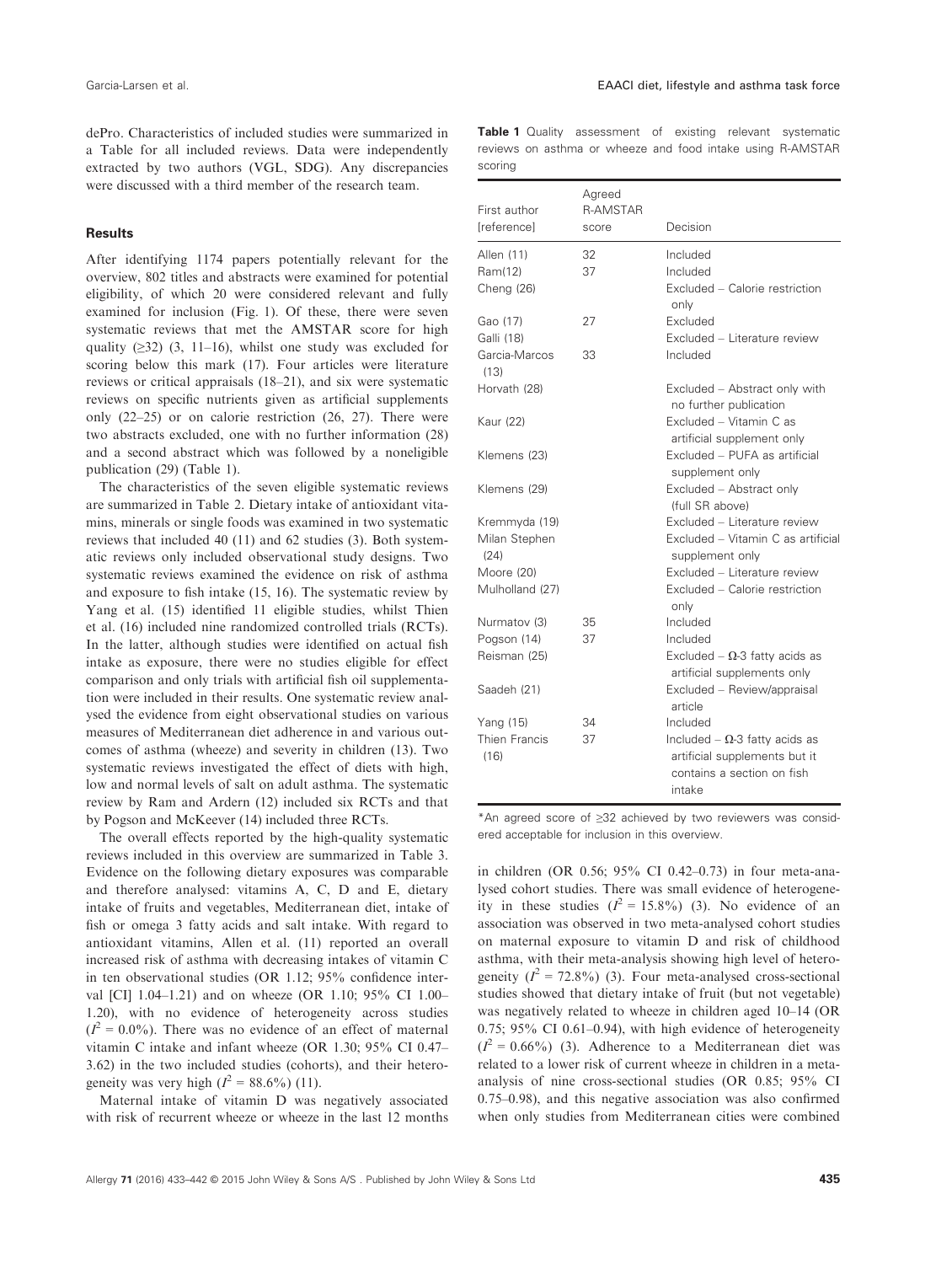dePro. Characteristics of included studies were summarized in a Table for all included reviews. Data were independently extracted by two authors (VGL, SDG). Any discrepancies were discussed with a third member of the research team.

## Results

After identifying 1174 papers potentially relevant for the overview, 802 titles and abstracts were examined for potential eligibility, of which 20 were considered relevant and fully examined for inclusion (Fig. 1). Of these, there were seven systematic reviews that met the AMSTAR score for high quality (≥32) (3, 11–16), whilst one study was excluded for scoring below this mark (17). Four articles were literature reviews or critical appraisals (18–21), and six were systematic reviews on specific nutrients given as artificial supplements only (22–25) or on calorie restriction (26, 27). There were two abstracts excluded, one with no further information (28) and a second abstract which was followed by a noneligible publication (29) (Table 1).

The characteristics of the seven eligible systematic reviews are summarized in Table 2. Dietary intake of antioxidant vitamins, minerals or single foods was examined in two systematic reviews that included 40 (11) and 62 studies (3). Both systematic reviews only included observational study designs. Two systematic reviews examined the evidence on risk of asthma and exposure to fish intake (15, 16). The systematic review by Yang et al. (15) identified 11 eligible studies, whilst Thien et al. (16) included nine randomized controlled trials (RCTs). In the latter, although studies were identified on actual fish intake as exposure, there were no studies eligible for effect comparison and only trials with artificial fish oil supplementation were included in their results. One systematic review analysed the evidence from eight observational studies on various measures of Mediterranean diet adherence in and various outcomes of asthma (wheeze) and severity in children (13). Two systematic reviews investigated the effect of diets with high, low and normal levels of salt on adult asthma. The systematic review by Ram and Ardern (12) included six RCTs and that by Pogson and McKeever (14) included three RCTs.

The overall effects reported by the high-quality systematic reviews included in this overview are summarized in Table 3. Evidence on the following dietary exposures was comparable and therefore analysed: vitamins A, C, D and E, dietary intake of fruits and vegetables, Mediterranean diet, intake of fish or omega 3 fatty acids and salt intake. With regard to antioxidant vitamins, Allen et al. (11) reported an overall increased risk of asthma with decreasing intakes of vitamin C in ten observational studies (OR 1.12; 95% confidence interval [CI] 1.04–1.21) and on wheeze (OR 1.10; 95% CI 1.00–1.20), with no evidence of heterogeneity across studies ($I^2 = 0.0\%$). There was no evidence of an effect of maternal vitamin C intake and infant wheeze (OR 1.30; 95% CI 0.47–3.62) in the two included studies (cohorts), and their heterogeneity was very high ($I^2 = 88.6\%$) (11).

Maternal intake of vitamin D was negatively associated with risk of recurrent wheeze or wheeze in the last 12 months in children (OR 0.56; 95% CI 0.42–0.73) in four meta-analysed cohort studies. There was small evidence of heterogeneity in these studies ($I^2 = 15.8\%$) (3). No evidence of an association was observed in two meta-analysed cohort studies on maternal exposure to vitamin D and risk of childhood asthma, with their meta-analysis showing high level of heterogeneity ($I^2 = 72.8\%$) (3). Four meta-analysed cross-sectional studies showed that dietary intake of fruit (but not vegetable) was negatively related to wheeze in children aged 10–14 (OR 0.75; 95% CI 0.61–0.94), with high evidence of heterogeneity ($I^2 = 0.66\%$) (3). Adherence to a Mediterranean diet was related to a lower risk of current wheeze in children in a meta-analysis of nine cross-sectional studies (OR 0.85; 95% CI 0.75–0.98), and this negative association was also confirmed when only studies from Mediterranean cities were combined

**Table 1** Quality assessment of existing relevant systematic reviews on asthma or wheeze and food intake using R-AMSTAR scoring

| First author [reference] | Agreed R-AMSTAR score | Decision |
|---|---|---|
| Allen (11) | 32 | Included |
| Ram(12) | 37 | Included |
| Cheng (26) | | Excluded – Calorie restriction only |
| Gao (17) | 27 | Excluded |
| Galli (18) | | Excluded – Literature review |
| Garcia-Marcos (13) | 33 | Included |
| Horvath (28) | | Excluded – Abstract only with no further publication |
| Kaur (22) | | Excluded – Vitamin C as artificial supplement only |
| Klemens (23) | | Excluded – PUFA as artificial supplement only |
| Klemens (29) | | Excluded – Abstract only (full SR above) |
| Kremmyda (19) | | Excluded – Literature review |
| Milan Stephen (24) | | Excluded – Vitamin C as artificial supplement only |
| Moore (20) | | Excluded – Literature review |
| Mulholland (27) | | Excluded – Calorie restriction only |
| Nurmatov (3) | 35 | Included |
| Pogson (14) | 37 | Included |
| Reisman (25) | | Excluded – Ω-3 fatty acids as artificial supplements only |
| Saadeh (21) | | Excluded – Review/appraisal article |
| Yang (15) | 34 | Included |
| Thien Francis (16) | 37 | Included – Ω-3 fatty acids as artificial supplements but it contains a section on fish intake |

*An agreed score of ≥32 achieved by two reviewers was considered acceptable for inclusion in this overview.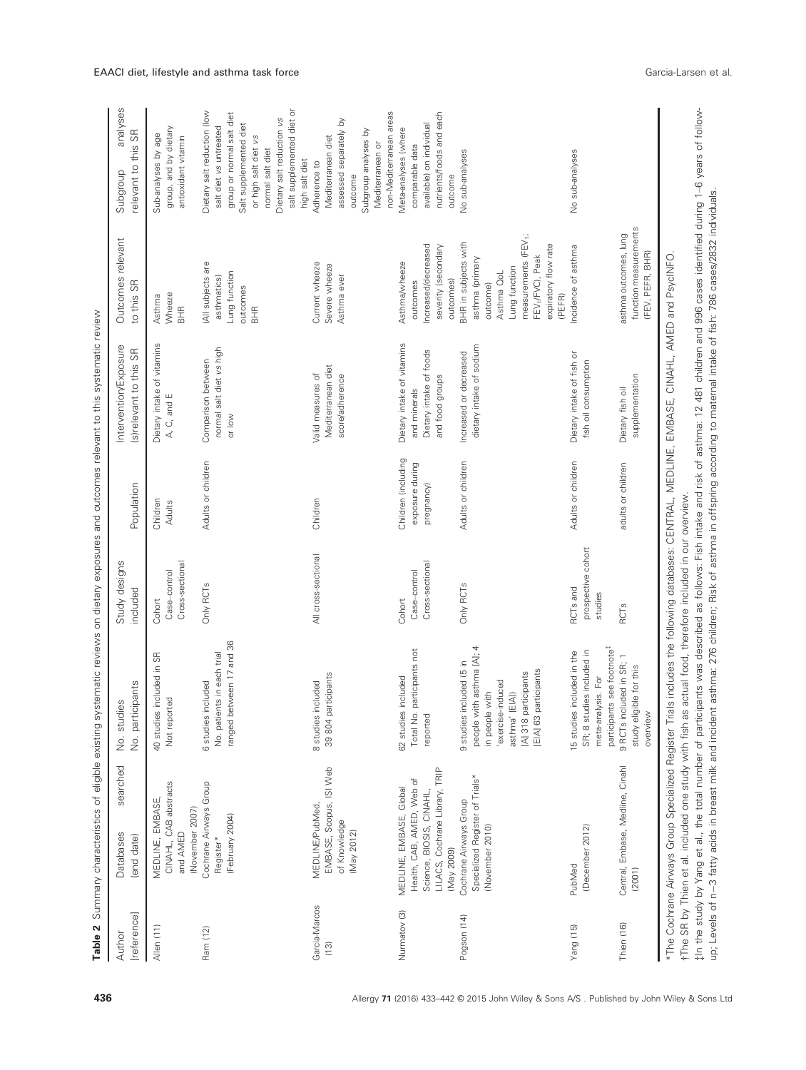**Table 2** Summary characteristics of eligible existing systematic reviews on dietary exposures and outcomes relevant to this systematic review

| Author [reference] | Databases searched (end date) | No. studies No. participants | Study designs included | Population | Intervention/Exposure (s)relevant to this SR | Outcomes relevant to this SR | Subgroup analyses relevant to this SR |
|---|---|---|---|---|---|---|---|
| Allen (11) | MEDLINE, EMBASE, CINAHL, CAB abstracts and AMED (November 2007) | 40 studies included in SR Not reported | Cohort Case–control Cross-sectional | Children Adults | Dietary intake of vitamins A, C, and E | Asthma Wheeze BHR | Sub-analyses by age group, and by dietary antioxidant vitamin |
| Ram (12) | Cochrane Airways Group Register* (February 2004) | 6 studies included No. patients in each trial ranged between 17 and 36 | Only RCTs | Adults or children | Comparison between normal salt diet vs high or low | (All subjects are asthmatics) Lung function outcomes BHR | Dietary salt reduction (low salt diet vs untreated group or normal salt diet Salt supplemented diet or high salt diet vs normal salt diet Dietary salt reduction vs salt supplemented diet or high salt diet |
| Garcia-Marcos (13) | MEDLINE/PubMed, EMBASE, Scopus, ISI Web of Knowledge (May 2012) | 8 studies included 39 804 participants | All cross-sectional | Children | Valid measures of Mediterranean diet score/adherence | Current wheeze Severe wheeze Asthma ever | Adherence to Mediterranean diet assessed separately by outcome Subgroup analyses by Mediterranean or non-Mediterranean areas |
| Nurmatov (3) | MEDLINE, EMBASE, Global Health, CAB, AMED, Web of Science, BIOSIS, CINAHL, LILACS, Cochrane Library, TRIP (May 2009) | 62 studies included Total No. participants not reported | Cohort Case–control Cross-sectional | Children (including exposure during pregnancy) | Dietary intake of vitamins and minerals Dietary intake of foods and food groups | Asthma/wheeze outcomes Increased/decreased severity (secondary outcomes) | Meta-analyses (where comparable data available) on individual nutrients/foods and each outcome |
| Pogson (14) | Cochrane Airways Group Specialized Register of Trials* (November 2010) | 9 studies included (5 in people with asthma [A]; 4 in people with 'exercise-induced asthma' [EIA]) [A] 318 participants [EIA] 63 participants | Only RCTs | Adults or children | Increased or decreased dietary intake of sodium | BHR in subjects with asthma (primary outcome) Asthma QoL Lung function measurements ($FEV_1$; $FEV_1$/FVC), Peak expiratory flow rate (PEFR) | No sub-analyses |
| Yang (15) | PubMed (December 2012) | 15 studies included in the SR; 8 studies included in meta-analysis. For participants see footnote‡ | RCTs and prospective cohort studies | Adults or children | Dietary intake of fish or fish oil consumption | Incidence of asthma | No sub-analyses |
| Thien (16) | Central, Embase, Medline, Cinahl (2001) | 9 RCTs included in SR; 1 study eligible for this overview | RCTs | adults or children | Dietary fish oil supplementation | asthma outcomes, lung function measurements (FEV, PEFR, BHR) | |

*The Cochrane Airways Group Specialized Register Trials includes the following databases: CENTRAL, MEDLINE, EMBASE, CINAHL, AMED and PsycINFO.

†The SR by Thien et al. included one study with fish as actual food, therefore included in our overview.

‡In the study by Yang et al., the total number of participants was described as follows: Fish intake and risk of asthma: 12 481 children and 996 cases identified during 1–6 years of follow-up; Levels of n–3 fatty acids in breast milk and incident asthma: 276 children; Risk of asthma in offspring according to maternal intake of fish: 786 cases/2832 individuals.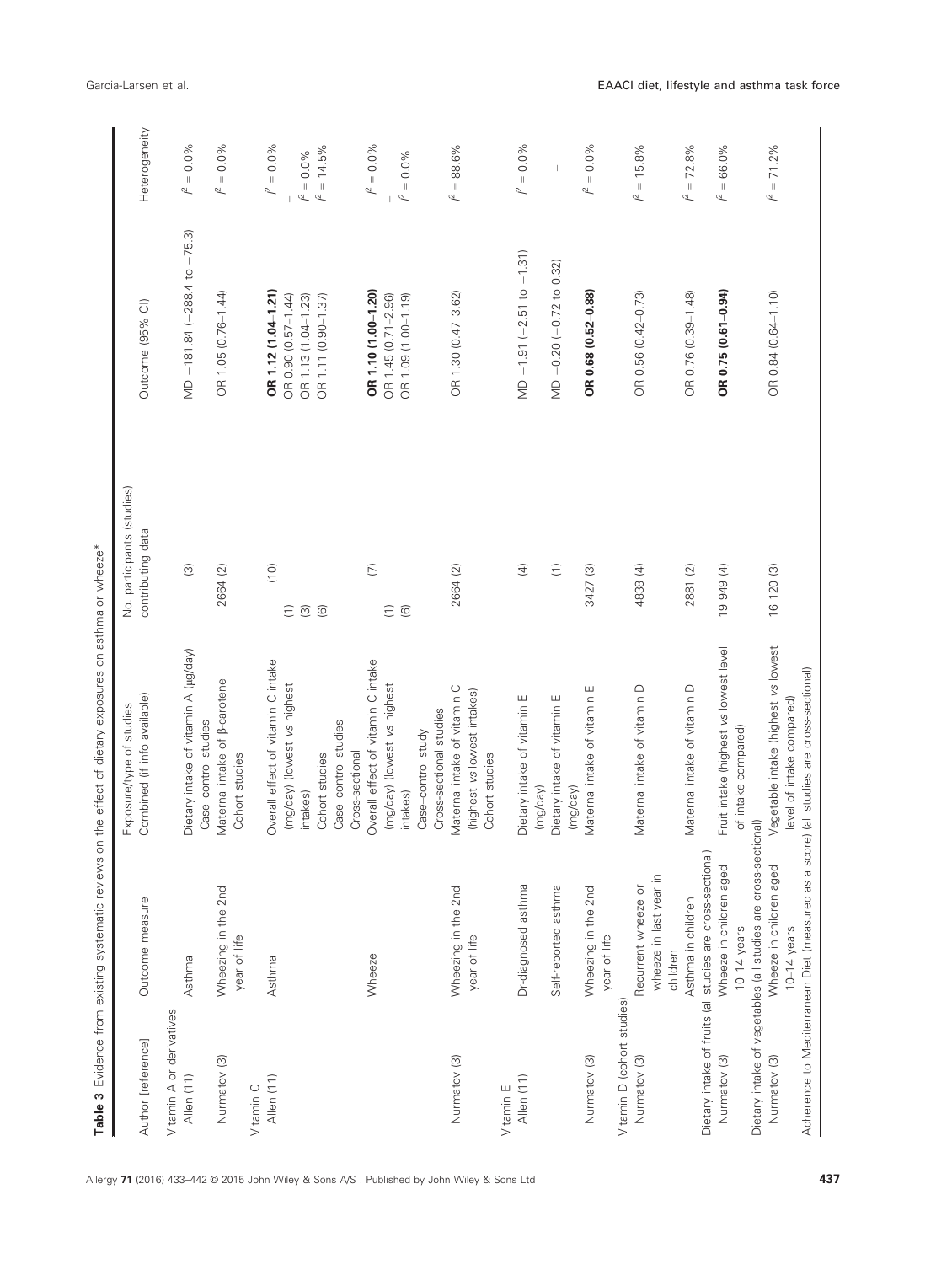**Table 3** Evidence from existing systematic reviews on the effect of dietary exposures on asthma or wheeze*

| Author [reference] | Outcome measure | Exposure/type of studies Combined (if info available) | No. participants (studies) contributing data | Outcome (95% CI) | Heterogeneity |
|---|---|---|---|---|---|
| Vitamin A or derivatives | | | | | |
| Allen (11) | Asthma | Dietary intake of vitamin A (μg/day) | (3) | MD −181.84 (−288.4 to −75.3) | $I^2 = 0.0\%$ |
| | | Case–control studies | | | |
| Nurmatov (3) | Wheezing in the 2nd year of life | Maternal intake of β-carotene | 2664 (2) | OR 1.05 (0.76–1.44) | $I^2 = 0.0\%$ |
| | | Cohort studies | | | |
| Vitamin C | | | | | |
| Allen (11) | Asthma | Overall effect of vitamin C intake (mg/day) (lowest *vs* highest intakes) | (10) | **OR 1.12 (1.04–1.21)** | $I^2 = 0.0\%$ |
| | | Cohort studies | (1) | OR 0.90 (0.57–1.44) | – |
| | | Case–control studies | (3) | OR 1.13 (1.04–1.23) | $I^2 = 0.0\%$ |
| | | Cross-sectional | (6) | OR 1.11 (0.90–1.37) | $I^2 = 14.5\%$ |
| | Wheeze | Overall effect of vitamin C intake (mg/day) (lowest *vs* highest intakes) | (7) | **OR 1.10 (1.00–1.20)** | $I^2 = 0.0\%$ |
| | | Case–control study | (1) | OR 1.45 (0.71–2.96) | – |
| | | Cross-sectional studies | (6) | OR 1.09 (1.00–1.19) | $I^2 = 0.0\%$ |
| Nurmatov (3) | Wheezing in the 2nd year of life | Maternal intake of vitamin C (highest *vs* lowest intakes) | 2664 (2) | OR 1.30 (0.47–3.62) | $I^2 = 88.6\%$ |
| | | Cohort studies | | | |
| Vitamin E | | | | | |
| Allen (11) | Dr-diagnosed asthma | Dietary intake of vitamin E (mg/day) | (4) | MD −1.91 (−2.51 to −1.31) | $I^2 = 0.0\%$ |
| | Self-reported asthma | Dietary intake of vitamin E (mg/day) | (1) | MD −0.20 (−0.72 to 0.32) | – |
| Nurmatov (3) | Wheezing in the 2nd year of life | Maternal intake of vitamin E | 3427 (3) | **OR 0.68 (0.52–0.88)** | $I^2 = 0.0\%$ |
| Vitamin D (cohort studies) | | | | | |
| Nurmatov (3) | Recurrent wheeze or wheeze in last year in children | Maternal intake of vitamin D | 4838 (4) | OR 0.56 (0.42–0.73) | $I^2 = 15.8\%$ |
| | Asthma in children | Maternal intake of vitamin D | 2881 (2) | OR 0.76 (0.39–1.48) | $I^2 = 72.8\%$ |
| Dietary intake of fruits (all studies are cross-sectional) | | | | | |
| Nurmatov (3) | Wheeze in children aged 10–14 years | Fruit intake (highest *vs* lowest level of intake compared) | 19 949 (4) | **OR 0.75 (0.61–0.94)** | $I^2 = 66.0\%$ |
| Dietary intake of vegetables (all studies are cross-sectional) | | | | | |
| Nurmatov (3) | Wheeze in children aged 10–14 years | Vegetable intake (highest *vs* lowest level of intake compared) | 16 120 (3) | OR 0.84 (0.64–1.10) | $I^2 = 71.2\%$ |
| Adherence to Mediterranean Diet (measured as a score) (all studies are cross-sectional) | | | | | |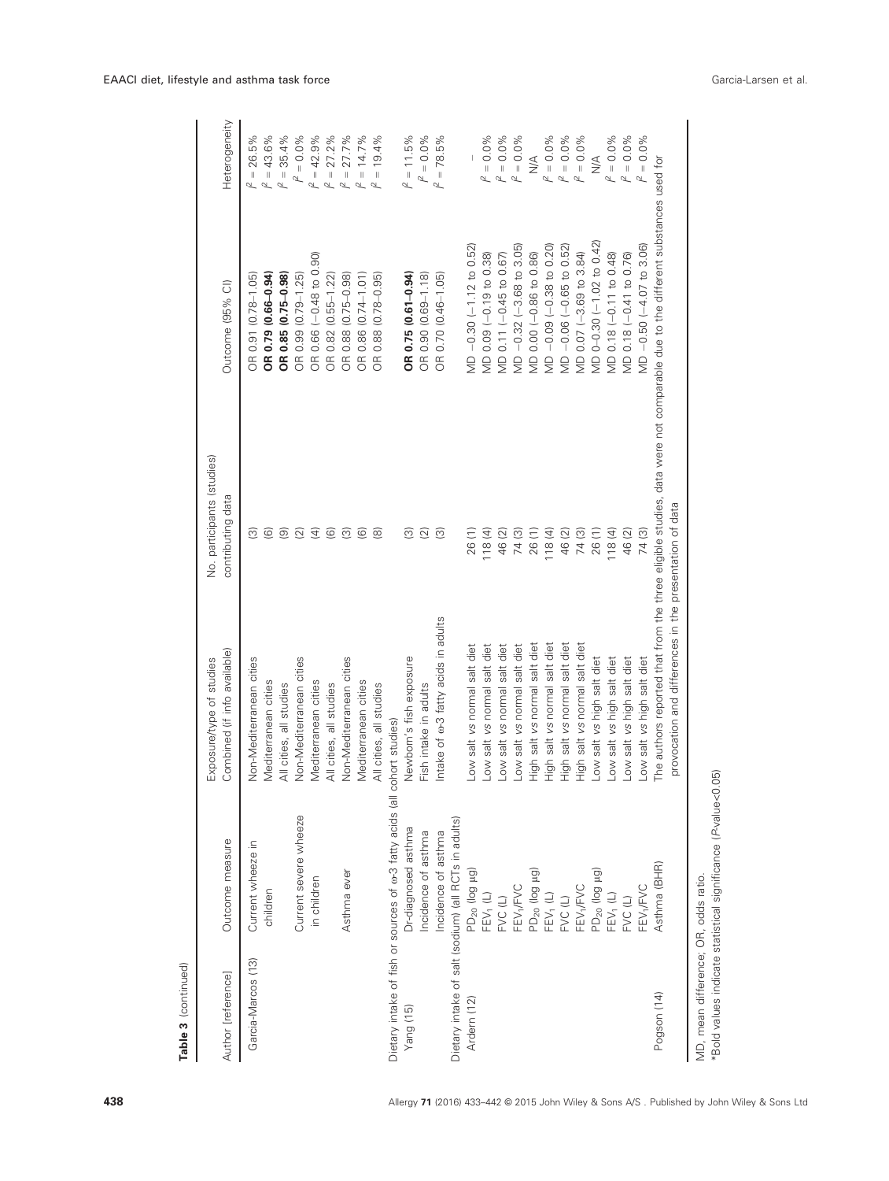**Table 3** (continued)

| Author [reference] | Outcome measure | Exposure/type of studies Combined (if info available) | No. participants (studies) contributing data | Outcome (95% CI) | Heterogeneity |
|---|---|---|---|---|---|
| Garcia-Marcos (13) | Current wheeze in children | Non-Mediterranean cities | (3) | OR 0.91 (0.78–1.05) | $I^2$ = 26.5% |
| | | Mediterranean cities | (6) | **OR 0.79 (0.66–0.94)** | $I^2$ = 43.6% |
| | | All cities, all studies | (9) | **OR 0.85 (0.75–0.98)** | $I^2$ = 35.4% |
| | Current severe wheeze in children | Non-Mediterranean cities | (2) | OR 0.99 (0.79–1.25) | $I^2$ = 0.0% |
| | | Mediterranean cities | (4) | OR 0.66 (−0.48 to 0.90) | $I^2$ = 42.9% |
| | | All cities, all studies | (6) | OR 0.82 (0.55–1.22) | $I^2$ = 27.2% |
| | Asthma ever | Non-Mediterranean cities | (3) | OR 0.88 (0.75–0.98) | $I^2$ = 27.7% |
| | | Mediterranean cities | (6) | OR 0.86 (0.74–1.01) | $I^2$ = 14.7% |
| | | All cities, all studies | (8) | OR 0.88 (0.78–0.95) | $I^2$ = 19.4% |
| Dietary intake of fish or sources of ω-3 fatty acids (all cohort studies) | | | | | |
| Yang (15) | Dr-diagnosed asthma | Newborn's fish exposure | (3) | **OR 0.75 (0.61–0.94)** | $I^2$ = 11.5% |
| | Incidence of asthma | Fish intake in adults | (2) | OR 0.90 (0.69–1.18) | $I^2$ = 0.0% |
| | Incidence of asthma | Intake of ω-3 fatty acids in adults | (3) | OR 0.70 (0.46–1.05) | $I^2$ = 78.5% |
| Dietary intake of salt (sodium) (all RCTs in adults) | | | | | |
| Ardern (12) | $PD_{20}$ (log μg) | Low salt vs normal salt diet | 26 (1) | MD −0.30 (−1.12 to 0.52) | – |
| | $FEV_1$ (L) | Low salt vs normal salt diet | 118 (4) | MD 0.09 (−0.19 to 0.38) | $I^2$ = 0.0% |
| | FVC (L) | Low salt vs normal salt diet | 46 (2) | MD 0.11 (−0.45 to 0.67) | $I^2$ = 0.0% |
| | $FEV_1$/FVC | Low salt vs normal salt diet | 74 (3) | MD −0.32 (−3.68 to 3.05) | $I^2$ = 0.0% |
| | $PD_{20}$ (log μg) | High salt vs normal salt diet | 26 (1) | MD 0.00 (−0.86 to 0.86) | N/A |
| | $FEV_1$ (L) | High salt vs normal salt diet | 118 (4) | MD −0.09 (−0.38 to 0.20) | $I^2$ = 0.0% |
| | FVC (L) | High salt vs normal salt diet | 46 (2) | MD −0.06 (−0.65 to 0.52) | $I^2$ = 0.0% |
| | $FEV_1$/FVC | High salt vs normal salt diet | 74 (3) | MD 0.07 (−3.69 to 3.84) | $I^2$ = 0.0% |
| | $PD_{20}$ (log μg) | Low salt vs high salt diet | 26 (1) | MD 0–0.30 (−1.02 to 0.42) | N/A |
| | $FEV_1$ (L) | Low salt vs high salt diet | 118 (4) | MD 0.18 (−0.11 to 0.48) | $I^2$ = 0.0% |
| | FVC (L) | Low salt vs high salt diet | 46 (2) | MD 0.18 (−0.41 to 0.76) | $I^2$ = 0.0% |
| | $FEV_1$/FVC | Low salt vs high salt diet | 74 (3) | MD −0.50 (−4.07 to 3.06) | $I^2$ = 0.0% |
| Pogson (14) | Asthma (BHR) | The authors reported that from the three eligible studies, data were not comparable due to the different substances used for provocation and differences in the presentation of data | | | |

MD, mean difference; OR, odds ratio.
*Bold values indicate statistical significance (P-value<0.05)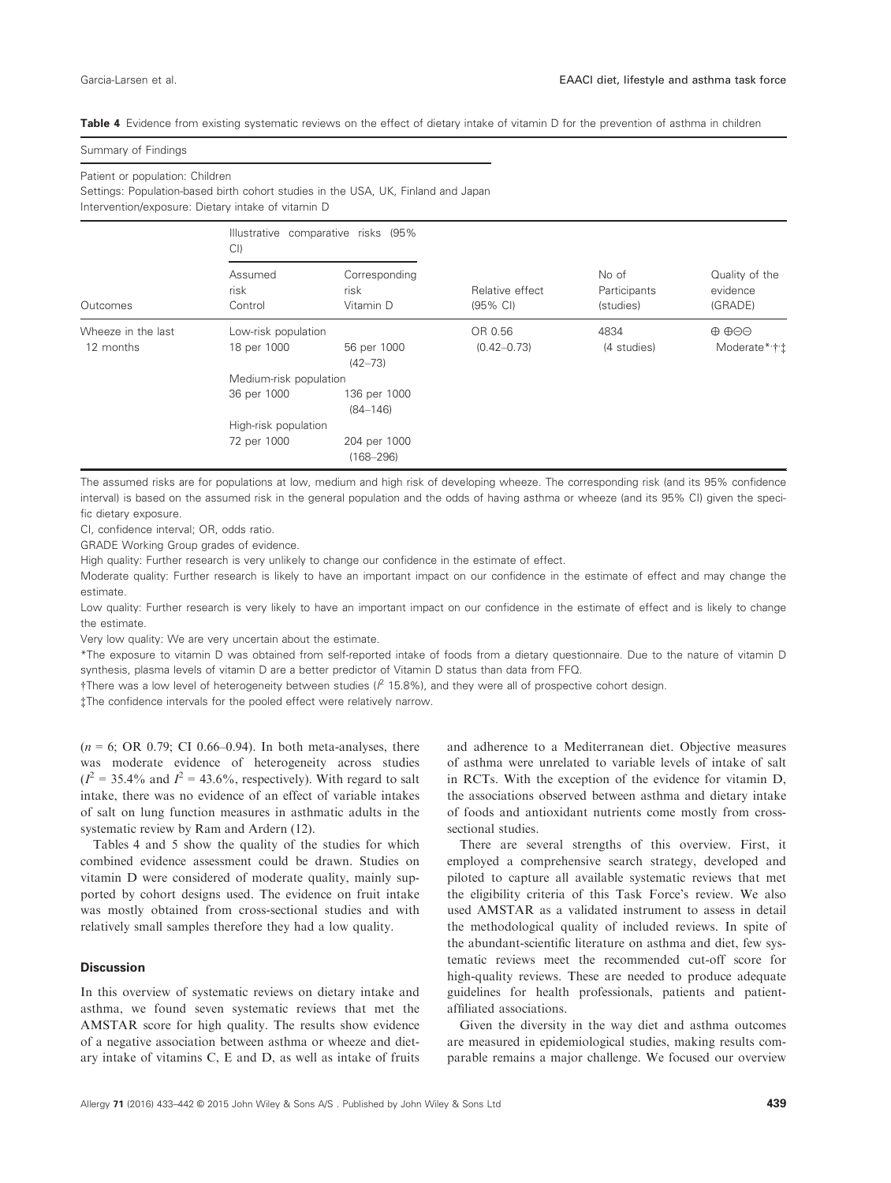**Table 4** Evidence from existing systematic reviews on the effect of dietary intake of vitamin D for the prevention of asthma in children

Summary of Findings

Patient or population: Children
Settings: Population-based birth cohort studies in the USA, UK, Finland and Japan
Intervention/exposure: Dietary intake of vitamin D

| | Illustrative comparative risks (95% CI) | | | | |
|---|---|---|---|---|---|
| Outcomes | Assumed risk Control | Corresponding risk Vitamin D | Relative effect (95% CI) | No of Participants (studies) | Quality of the evidence (GRADE) |
| Wheeze in the last 12 months | Low-risk population | | OR 0.56 (0.42–0.73) | 4834 (4 studies) | ⊕ ⊕⊖⊖ Moderate*,†,‡ |
| | 18 per 1000 | 56 per 1000 (42–73) | | | |
| | Medium-risk population | | | | |
| | 36 per 1000 | 136 per 1000 (84–146) | | | |
| | High-risk population | | | | |
| | 72 per 1000 | 204 per 1000 (168–296) | | | |

The assumed risks are for populations at low, medium and high risk of developing wheeze. The corresponding risk (and its 95% confidence interval) is based on the assumed risk in the general population and the odds of having asthma or wheeze (and its 95% CI) given the specific dietary exposure.

CI, confidence interval; OR, odds ratio.

GRADE Working Group grades of evidence.

High quality: Further research is very unlikely to change our confidence in the estimate of effect.

Moderate quality: Further research is likely to have an important impact on our confidence in the estimate of effect and may change the estimate.

Low quality: Further research is very likely to have an important impact on our confidence in the estimate of effect and is likely to change the estimate.

Very low quality: We are very uncertain about the estimate.

*The exposure to vitamin D was obtained from self-reported intake of foods from a dietary questionnaire. Due to the nature of vitamin D synthesis, plasma levels of vitamin D are a better predictor of Vitamin D status than data from FFQ.

†There was a low level of heterogeneity between studies ($I^2$ 15.8%), and they were all of prospective cohort design.

‡The confidence intervals for the pooled effect were relatively narrow.

($n$ = 6; OR 0.79; CI 0.66–0.94). In both meta-analyses, there was moderate evidence of heterogeneity across studies ($I^2$ = 35.4% and $I^2$ = 43.6%, respectively). With regard to salt intake, there was no evidence of an effect of variable intakes of salt on lung function measures in asthmatic adults in the systematic review by Ram and Ardern (12).

Tables 4 and 5 show the quality of the studies for which combined evidence assessment could be drawn. Studies on vitamin D were considered of moderate quality, mainly supported by cohort designs used. The evidence on fruit intake was mostly obtained from cross-sectional studies and with relatively small samples therefore they had a low quality.

## Discussion

In this overview of systematic reviews on dietary intake and asthma, we found seven systematic reviews that met the AMSTAR score for high quality. The results show evidence of a negative association between asthma or wheeze and dietary intake of vitamins C, E and D, as well as intake of fruits and adherence to a Mediterranean diet. Objective measures of asthma were unrelated to variable levels of intake of salt in RCTs. With the exception of the evidence for vitamin D, the associations observed between asthma and dietary intake of foods and antioxidant nutrients come mostly from cross-sectional studies.

There are several strengths of this overview. First, it employed a comprehensive search strategy, developed and piloted to capture all available systematic reviews that met the eligibility criteria of this Task Force's review. We also used AMSTAR as a validated instrument to assess in detail the methodological quality of included reviews. In spite of the abundant-scientific literature on asthma and diet, few systematic reviews meet the recommended cut-off score for high-quality reviews. These are needed to produce adequate guidelines for health professionals, patients and patient-affiliated associations.

Given the diversity in the way diet and asthma outcomes are measured in epidemiological studies, making results comparable remains a major challenge. We focused our overview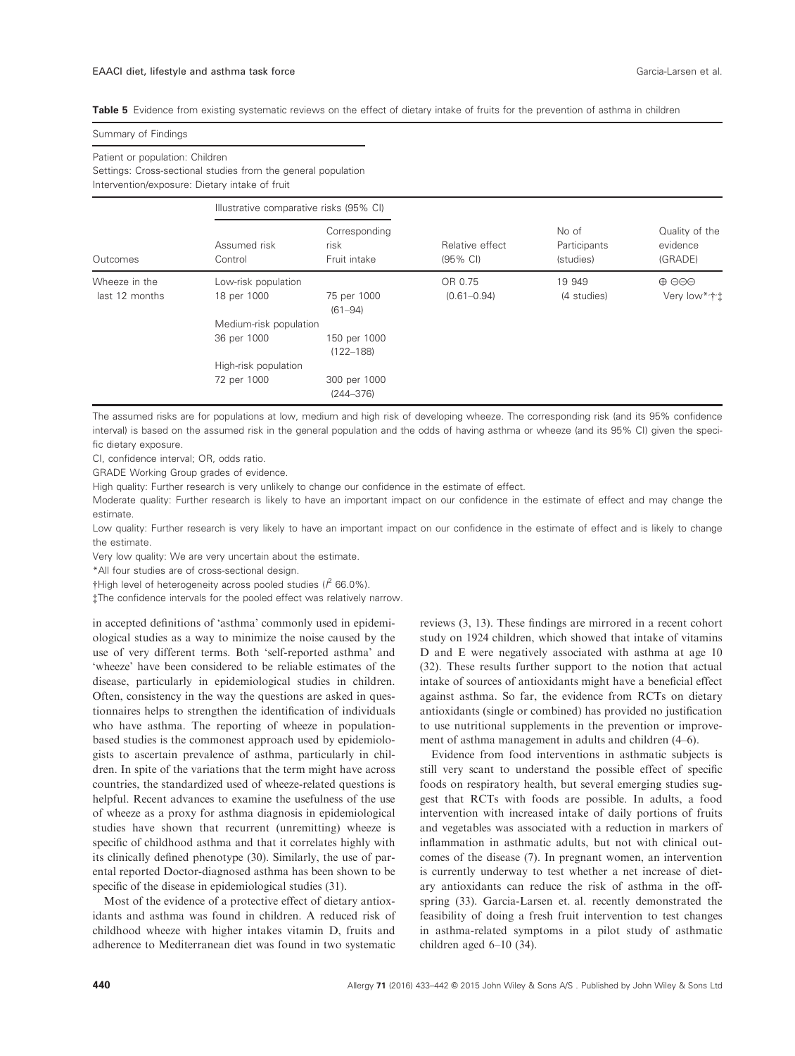**Table 5** Evidence from existing systematic reviews on the effect of dietary intake of fruits for the prevention of asthma in children

Summary of Findings

Patient or population: Children
Settings: Cross-sectional studies from the general population
Intervention/exposure: Dietary intake of fruit

| Outcomes | Illustrative comparative risks (95% CI) | | Relative effect (95% CI) | No of Participants (studies) | Quality of the evidence (GRADE) |
|---|---|---|---|---|---|
| | Assumed risk Control | Corresponding risk Fruit intake | | | |
| Wheeze in the last 12 months | Low-risk population | | OR 0.75 (0.61–0.94) | 19 949 (4 studies) | ⊕ ⊖⊖⊖ Very low*,†,‡ |
| | 18 per 1000 | 75 per 1000 (61–94) | | | |
| | Medium-risk population | | | | |
| | 36 per 1000 | 150 per 1000 (122–188) | | | |
| | High-risk population | | | | |
| | 72 per 1000 | 300 per 1000 (244–376) | | | |

The assumed risks are for populations at low, medium and high risk of developing wheeze. The corresponding risk (and its 95% confidence interval) is based on the assumed risk in the general population and the odds of having asthma or wheeze (and its 95% CI) given the specific dietary exposure.

CI, confidence interval; OR, odds ratio.

GRADE Working Group grades of evidence.

High quality: Further research is very unlikely to change our confidence in the estimate of effect.

Moderate quality: Further research is likely to have an important impact on our confidence in the estimate of effect and may change the estimate.

Low quality: Further research is very likely to have an important impact on our confidence in the estimate of effect and is likely to change the estimate.

Very low quality: We are very uncertain about the estimate.

*All four studies are of cross-sectional design.

†High level of heterogeneity across pooled studies ($I^2$ 66.0%).

‡The confidence intervals for the pooled effect was relatively narrow.

in accepted definitions of 'asthma' commonly used in epidemiological studies as a way to minimize the noise caused by the use of very different terms. Both 'self-reported asthma' and 'wheeze' have been considered to be reliable estimates of the disease, particularly in epidemiological studies in children. Often, consistency in the way the questions are asked in questionnaires helps to strengthen the identification of individuals who have asthma. The reporting of wheeze in population-based studies is the commonest approach used by epidemiologists to ascertain prevalence of asthma, particularly in children. In spite of the variations that the term might have across countries, the standardized used of wheeze-related questions is helpful. Recent advances to examine the usefulness of the use of wheeze as a proxy for asthma diagnosis in epidemiological studies have shown that recurrent (unremitting) wheeze is specific of childhood asthma and that it correlates highly with its clinically defined phenotype (30). Similarly, the use of parental reported Doctor-diagnosed asthma has been shown to be specific of the disease in epidemiological studies (31).

Most of the evidence of a protective effect of dietary antioxidants and asthma was found in children. A reduced risk of childhood wheeze with higher intakes vitamin D, fruits and adherence to Mediterranean diet was found in two systematic reviews (3, 13). These findings are mirrored in a recent cohort study on 1924 children, which showed that intake of vitamins D and E were negatively associated with asthma at age 10 (32). These results further support to the notion that actual intake of sources of antioxidants might have a beneficial effect against asthma. So far, the evidence from RCTs on dietary antioxidants (single or combined) has provided no justification to use nutritional supplements in the prevention or improvement of asthma management in adults and children (4–6).

Evidence from food interventions in asthmatic subjects is still very scant to understand the possible effect of specific foods on respiratory health, but several emerging studies suggest that RCTs with foods are possible. In adults, a food intervention with increased intake of daily portions of fruits and vegetables was associated with a reduction in markers of inflammation in asthmatic adults, but not with clinical outcomes of the disease (7). In pregnant women, an intervention is currently underway to test whether a net increase of dietary antioxidants can reduce the risk of asthma in the offspring (33). Garcia-Larsen et. al. recently demonstrated the feasibility of doing a fresh fruit intervention to test changes in asthma-related symptoms in a pilot study of asthmatic children aged 6–10 (34).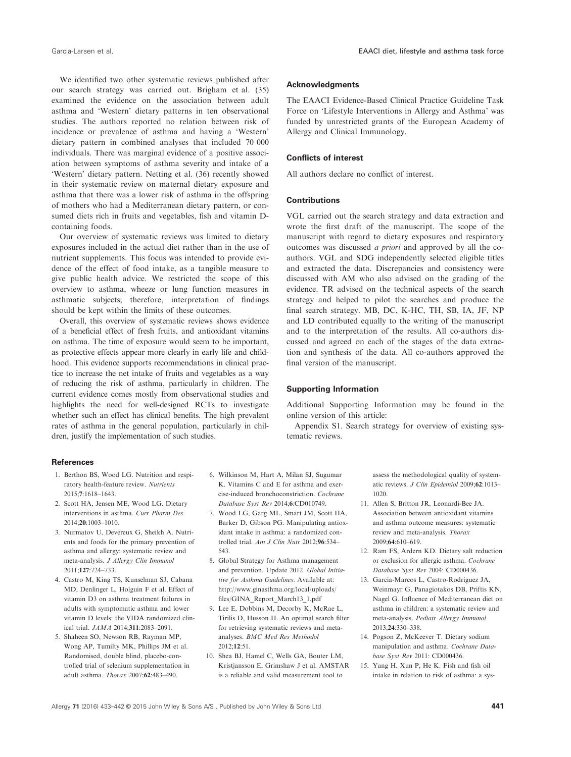We identified two other systematic reviews published after our search strategy was carried out. Brigham et al. (35) examined the evidence on the association between adult asthma and 'Western' dietary patterns in ten observational studies. The authors reported no relation between risk of incidence or prevalence of asthma and having a 'Western' dietary pattern in combined analyses that included 70 000 individuals. There was marginal evidence of a positive association between symptoms of asthma severity and intake of a 'Western' dietary pattern. Netting et al. (36) recently showed in their systematic review on maternal dietary exposure and asthma that there was a lower risk of asthma in the offspring of mothers who had a Mediterranean dietary pattern, or consumed diets rich in fruits and vegetables, fish and vitamin D-containing foods.

Our overview of systematic reviews was limited to dietary exposures included in the actual diet rather than in the use of nutrient supplements. This focus was intended to provide evidence of the effect of food intake, as a tangible measure to give public health advice. We restricted the scope of this overview to asthma, wheeze or lung function measures in asthmatic subjects; therefore, interpretation of findings should be kept within the limits of these outcomes.

Overall, this overview of systematic reviews shows evidence of a beneficial effect of fresh fruits, and antioxidant vitamins on asthma. The time of exposure would seem to be important, as protective effects appear more clearly in early life and childhood. This evidence supports recommendations in clinical practice to increase the net intake of fruits and vegetables as a way of reducing the risk of asthma, particularly in children. The current evidence comes mostly from observational studies and highlights the need for well-designed RCTs to investigate whether such an effect has clinical benefits. The high prevalent rates of asthma in the general population, particularly in children, justify the implementation of such studies.

### Acknowledgments

The EAACI Evidence-Based Clinical Practice Guideline Task Force on 'Lifestyle Interventions in Allergy and Asthma' was funded by unrestricted grants of the European Academy of Allergy and Clinical Immunology.

### Conflicts of interest

All authors declare no conflict of interest.

### Contributions

VGL carried out the search strategy and data extraction and wrote the first draft of the manuscript. The scope of the manuscript with regard to dietary exposures and respiratory outcomes was discussed *a priori* and approved by all the co-authors. VGL and SDG independently selected eligible titles and extracted the data. Discrepancies and consistency were discussed with AM who also advised on the grading of the evidence. TR advised on the technical aspects of the search strategy and helped to pilot the searches and produce the final search strategy. MB, DC, K-HC, TH, SB, IA, JF, NP and LD contributed equally to the writing of the manuscript and to the interpretation of the results. All co-authors discussed and agreed on each of the stages of the data extraction and synthesis of the data. All co-authors approved the final version of the manuscript.

### Supporting Information

Additional Supporting Information may be found in the online version of this article:

Appendix S1. Search strategy for overview of existing systematic reviews.

### References

1. Berthon BS, Wood LG. Nutrition and respiratory health-feature review. *Nutrients* 2015;**7**:1618–1643.
2. Scott HA, Jensen ME, Wood LG. Dietary interventions in asthma. *Curr Pharm Des* 2014;**20**:1003–1010.
3. Nurmatov U, Devereux G, Sheikh A. Nutrients and foods for the primary prevention of asthma and allergy: systematic review and meta-analysis. *J Allergy Clin Immunol* 2011;**127**:724–733.
4. Castro M, King TS, Kunselman SJ, Cabana MD, Denlinger L, Holguin F et al. Effect of vitamin D3 on asthma treatment failures in adults with symptomatic asthma and lower vitamin D levels: the VIDA randomized clinical trial. *JAMA* 2014;**311**:2083–2091.
5. Shaheen SO, Newson RB, Rayman MP, Wong AP, Tumilty MK, Phillips JM et al. Randomised, double blind, placebo-controlled trial of selenium supplementation in adult asthma. *Thorax* 2007;**62**:483–490.
6. Wilkinson M, Hart A, Milan SJ, Sugumar K. Vitamins C and E for asthma and exercise-induced bronchoconstriction. *Cochrane Database Syst Rev* 2014;**6**:CD010749.
7. Wood LG, Garg ML, Smart JM, Scott HA, Barker D, Gibson PG. Manipulating antioxidant intake in asthma: a randomized controlled trial. *Am J Clin Nutr* 2012;**96**:534–543.
8. Global Strategy for Asthma management and prevention. Update 2012. *Global Initiative for Asthma Guidelines*. Available at: http://www.ginasthma.org/local/uploads/files/GINA_Report_March13_1.pdf
9. Lee E, Dobbins M, Decorby K, McRae L, Tirilis D, Husson H. An optimal search filter for retrieving systematic reviews and meta-analyses. *BMC Med Res Methodol* 2012;**12**:51.
10. Shea BJ, Hamel C, Wells GA, Bouter LM, Kristjansson E, Grimshaw J et al. AMSTAR is a reliable and valid measurement tool to assess the methodological quality of systematic reviews. *J Clin Epidemiol* 2009;**62**:1013–1020.
11. Allen S, Britton JR, Leonardi-Bee JA. Association between antioxidant vitamins and asthma outcome measures: systematic review and meta-analysis. *Thorax* 2009;**64**:610–619.
12. Ram FS, Ardern KD. Dietary salt reduction or exclusion for allergic asthma. *Cochrane Database Syst Rev* 2004: CD000436.
13. Garcia-Marcos L, Castro-Rodriguez JA, Weinmayr G, Panagiotakos DB, Priftis KN, Nagel G. Influence of Mediterranean diet on asthma in children: a systematic review and meta-analysis. *Pediatr Allergy Immunol* 2013;**24**:330–338.
14. Pogson Z, McKeever T. Dietary sodium manipulation and asthma. *Cochrane Database Syst Rev* 2011: CD000436.
15. Yang H, Xun P, He K. Fish and fish oil intake in relation to risk of asthma: a sys-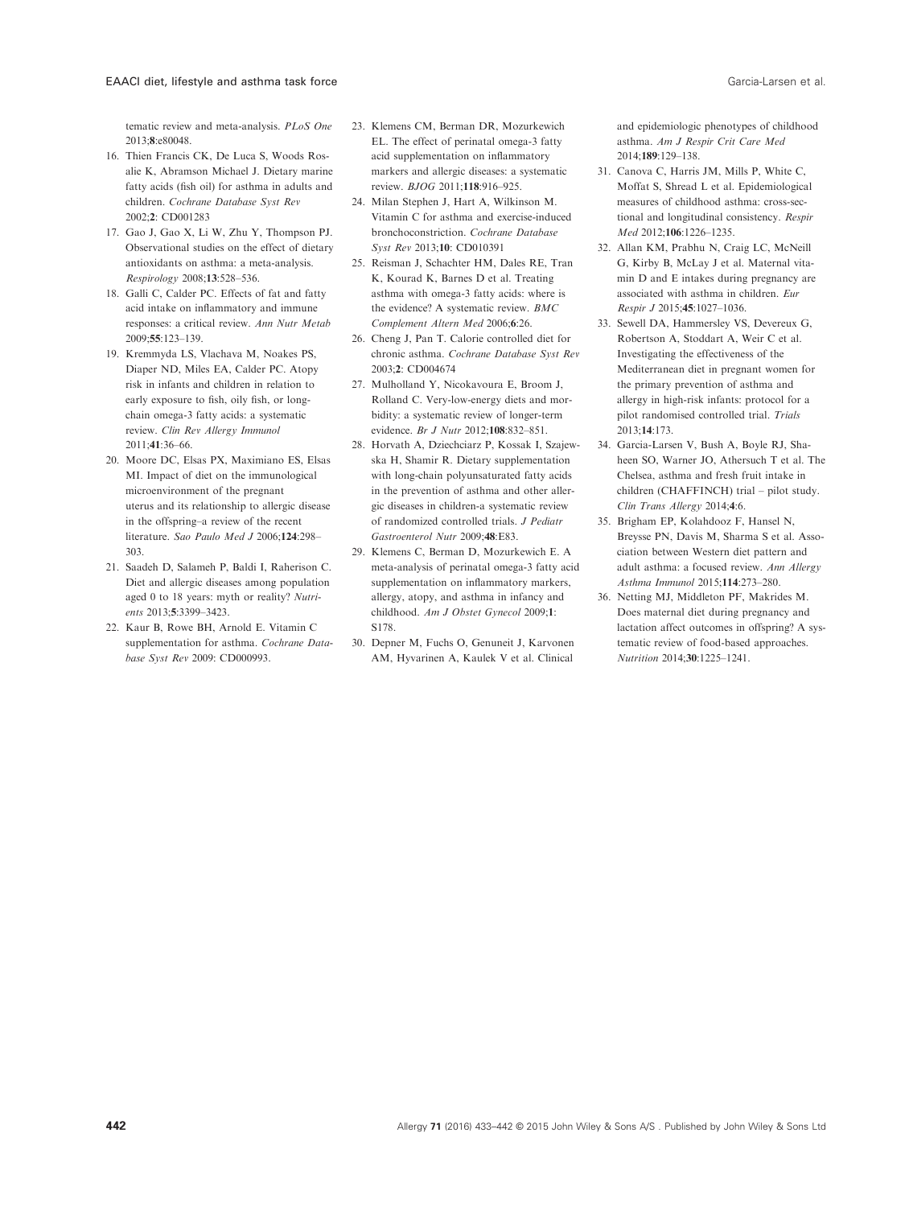tematic review and meta-analysis. *PLoS One* 2013;**8**:e80048.

16. Thien Francis CK, De Luca S, Woods Rosalie K, Abramson Michael J. Dietary marine fatty acids (fish oil) for asthma in adults and children. *Cochrane Database Syst Rev* 2002;**2**: CD001283
17. Gao J, Gao X, Li W, Zhu Y, Thompson PJ. Observational studies on the effect of dietary antioxidants on asthma: a meta-analysis. *Respirology* 2008;**13**:528–536.
18. Galli C, Calder PC. Effects of fat and fatty acid intake on inflammatory and immune responses: a critical review. *Ann Nutr Metab* 2009;**55**:123–139.
19. Kremmyda LS, Vlachava M, Noakes PS, Diaper ND, Miles EA, Calder PC. Atopy risk in infants and children in relation to early exposure to fish, oily fish, or long-chain omega-3 fatty acids: a systematic review. *Clin Rev Allergy Immunol* 2011;**41**:36–66.
20. Moore DC, Elsas PX, Maximiano ES, Elsas MI. Impact of diet on the immunological microenvironment of the pregnant uterus and its relationship to allergic disease in the offspring–a review of the recent literature. *Sao Paulo Med J* 2006;**124**:298–303.
21. Saadeh D, Salameh P, Baldi I, Raherison C. Diet and allergic diseases among population aged 0 to 18 years: myth or reality? *Nutrients* 2013;**5**:3399–3423.
22. Kaur B, Rowe BH, Arnold E. Vitamin C supplementation for asthma. *Cochrane Database Syst Rev* 2009: CD000993.
23. Klemens CM, Berman DR, Mozurkewich EL. The effect of perinatal omega-3 fatty acid supplementation on inflammatory markers and allergic diseases: a systematic review. *BJOG* 2011;**118**:916–925.
24. Milan Stephen J, Hart A, Wilkinson M. Vitamin C for asthma and exercise-induced bronchoconstriction. *Cochrane Database Syst Rev* 2013;**10**: CD010391
25. Reisman J, Schachter HM, Dales RE, Tran K, Kourad K, Barnes D et al. Treating asthma with omega-3 fatty acids: where is the evidence? A systematic review. *BMC Complement Altern Med* 2006;**6**:26.
26. Cheng J, Pan T. Calorie controlled diet for chronic asthma. *Cochrane Database Syst Rev* 2003;**2**: CD004674
27. Mulholland Y, Nicokavoura E, Broom J, Rolland C. Very-low-energy diets and morbidity: a systematic review of longer-term evidence. *Br J Nutr* 2012;**108**:832–851.
28. Horvath A, Dziechciarz P, Kossak I, Szajewska H, Shamir R. Dietary supplementation with long-chain polyunsaturated fatty acids in the prevention of asthma and other allergic diseases in children-a systematic review of randomized controlled trials. *J Pediatr Gastroenterol Nutr* 2009;**48**:E83.
29. Klemens C, Berman D, Mozurkewich E. A meta-analysis of perinatal omega-3 fatty acid supplementation on inflammatory markers, allergy, atopy, and asthma in infancy and childhood. *Am J Obstet Gynecol* 2009;**1**: S178.
30. Depner M, Fuchs O, Genuneit J, Karvonen AM, Hyvarinen A, Kaulek V et al. Clinical and epidemiologic phenotypes of childhood asthma. *Am J Respir Crit Care Med* 2014;**189**:129–138.
31. Canova C, Harris JM, Mills P, White C, Moffat S, Shread L et al. Epidemiological measures of childhood asthma: cross-sectional and longitudinal consistency. *Respir Med* 2012;**106**:1226–1235.
32. Allan KM, Prabhu N, Craig LC, McNeill G, Kirby B, McLay J et al. Maternal vitamin D and E intakes during pregnancy are associated with asthma in children. *Eur Respir J* 2015;**45**:1027–1036.
33. Sewell DA, Hammersley VS, Devereux G, Robertson A, Stoddart A, Weir C et al. Investigating the effectiveness of the Mediterranean diet in pregnant women for the primary prevention of asthma and allergy in high-risk infants: protocol for a pilot randomised controlled trial. *Trials* 2013;**14**:173.
34. Garcia-Larsen V, Bush A, Boyle RJ, Shaheen SO, Warner JO, Athersuch T et al. The Chelsea, asthma and fresh fruit intake in children (CHAFFINCH) trial – pilot study. *Clin Trans Allergy* 2014;**4**:6.
35. Brigham EP, Kolahdooz F, Hansel N, Breysse PN, Davis M, Sharma S et al. Association between Western diet pattern and adult asthma: a focused review. *Ann Allergy Asthma Immunol* 2015;**114**:273–280.
36. Netting MJ, Middleton PF, Makrides M. Does maternal diet during pregnancy and lactation affect outcomes in offspring? A systematic review of food-based approaches. *Nutrition* 2014;**30**:1225–1241.